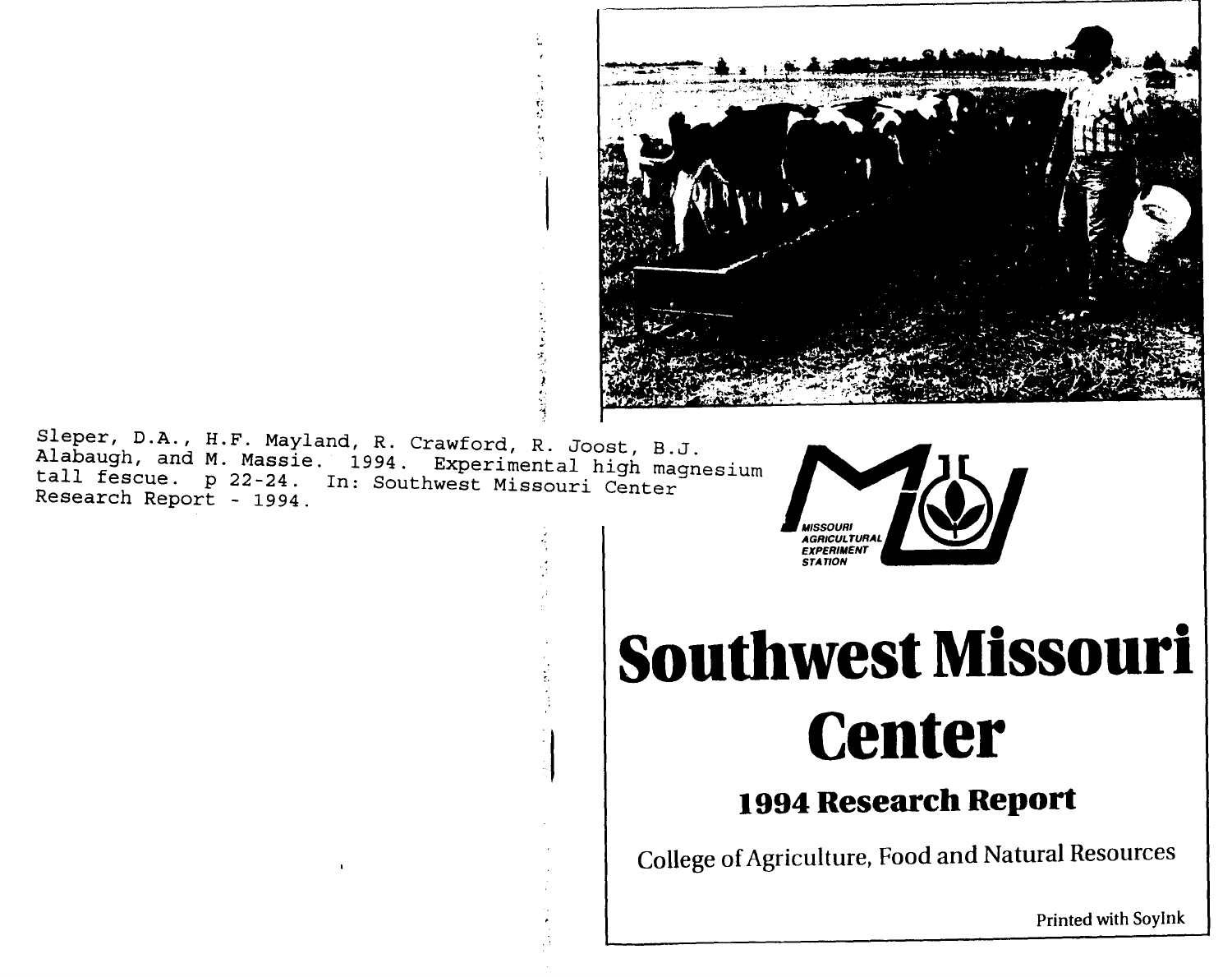Sleper, D.A., H.F. Mayland, R. Crawford, R. Joost, B.J. Alabaugh, and M. Massie. 1994. Experimental high magnesium tall fescue. p 22-24. In: Southwest Missouri Center Research Report - 1994.

MISSOURI AGRICULTURAL EXPERIMENT STATION

# Southwest Missouri Center

## 1994 Research Report

College of Agriculture, Food and Natural Resources

Printed with SoyInk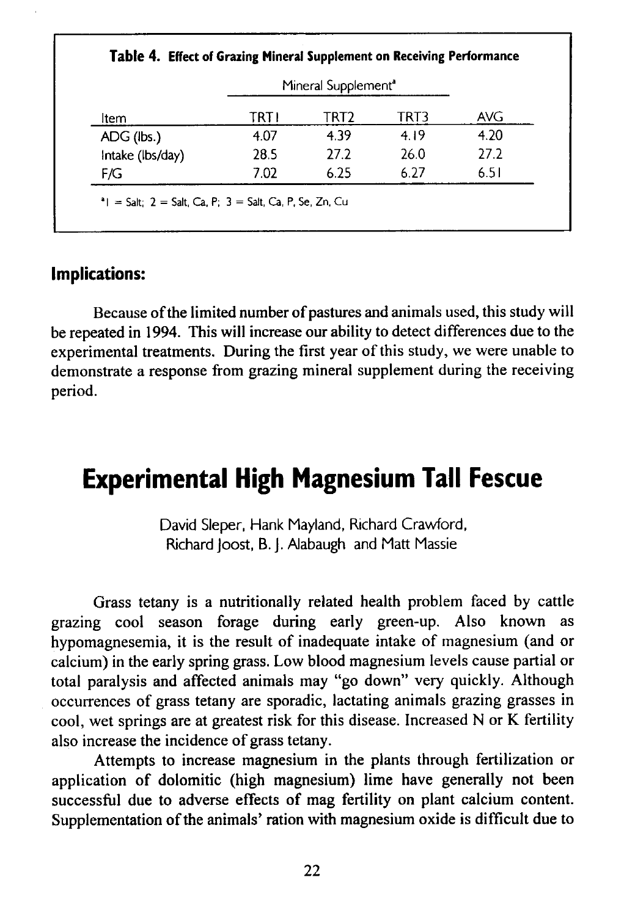**Table 4. Effect of Grazing Mineral Supplement on Receiving Performance**

| | Mineral Supplement[a] | | | |
|---|---|---|---|---|
| Item | TRT1 | TRT2 | TRT3 | AVG |
| ADG (lbs.) | 4.07 | 4.39 | 4.19 | 4.20 |
| Intake (lbs/day) | 28.5 | 27.2 | 26.0 | 27.2 |
| F/G | 7.02 | 6.25 | 6.27 | 6.51 |

[a] 1 = Salt; 2 = Salt, Ca, P; 3 = Salt, Ca, P, Se, Zn, Cu

## Implications:

Because of the limited number of pastures and animals used, this study will be repeated in 1994. This will increase our ability to detect differences due to the experimental treatments. During the first year of this study, we were unable to demonstrate a response from grazing mineral supplement during the receiving period.

# Experimental High Magnesium Tall Fescue

David Sleper, Hank Mayland, Richard Crawford, Richard Joost, B. J. Alabaugh and Matt Massie

Grass tetany is a nutritionally related health problem faced by cattle grazing cool season forage during early green-up. Also known as hypomagnesemia, it is the result of inadequate intake of magnesium (and or calcium) in the early spring grass. Low blood magnesium levels cause partial or total paralysis and affected animals may "go down" very quickly. Although occurrences of grass tetany are sporadic, lactating animals grazing grasses in cool, wet springs are at greatest risk for this disease. Increased N or K fertility also increase the incidence of grass tetany.

Attempts to increase magnesium in the plants through fertilization or application of dolomitic (high magnesium) lime have generally not been successful due to adverse effects of mag fertility on plant calcium content. Supplementation of the animals' ration with magnesium oxide is difficult due to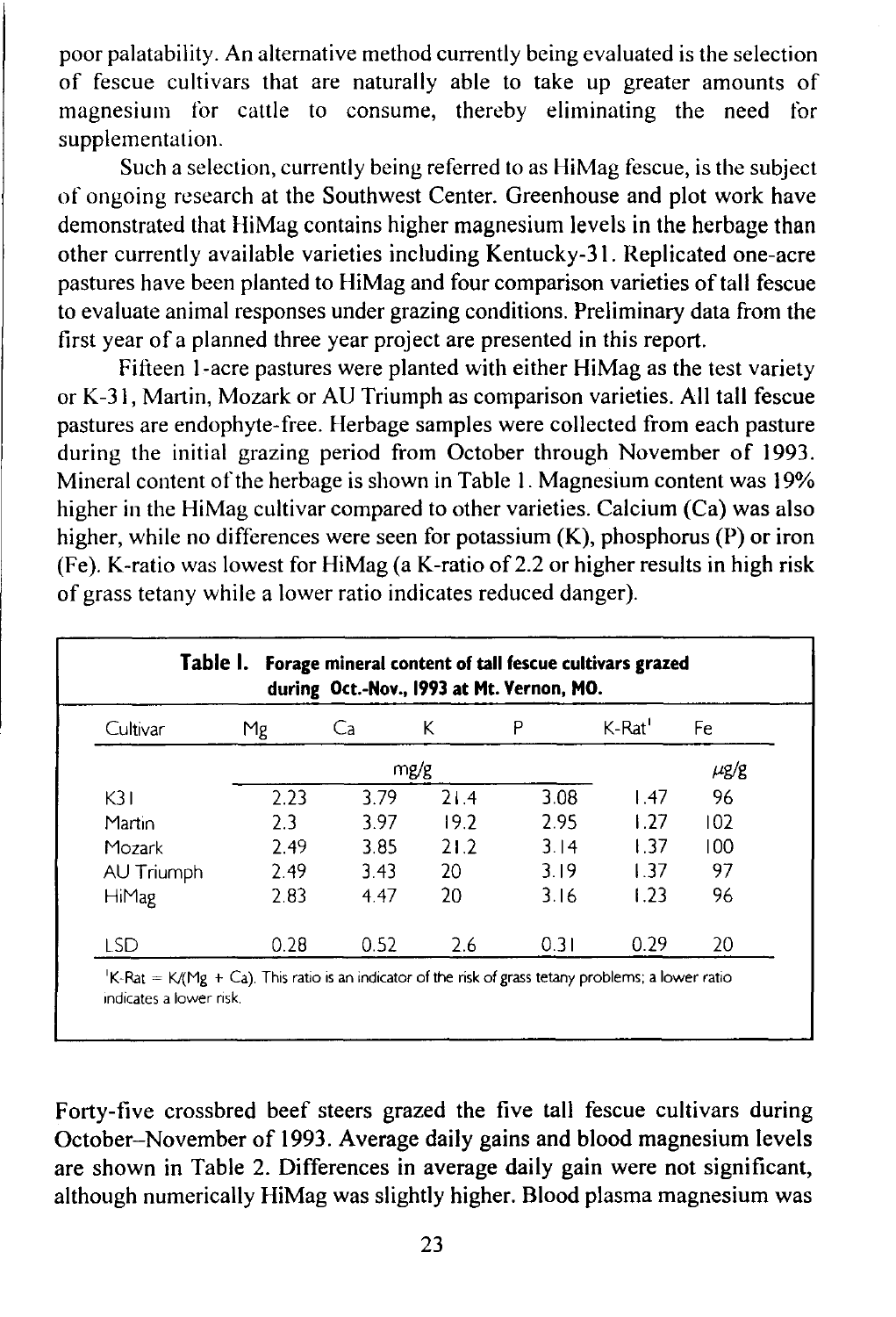poor palatability. An alternative method currently being evaluated is the selection of fescue cultivars that are naturally able to take up greater amounts of magnesium for cattle to consume, thereby eliminating the need for supplementation.

Such a selection, currently being referred to as HiMag fescue, is the subject of ongoing research at the Southwest Center. Greenhouse and plot work have demonstrated that HiMag contains higher magnesium levels in the herbage than other currently available varieties including Kentucky-31. Replicated one-acre pastures have been planted to HiMag and four comparison varieties of tall fescue to evaluate animal responses under grazing conditions. Preliminary data from the first year of a planned three year project are presented in this report.

Fifteen 1-acre pastures were planted with either HiMag as the test variety or K-31, Martin, Mozark or AU Triumph as comparison varieties. All tall fescue pastures are endophyte-free. Herbage samples were collected from each pasture during the initial grazing period from October through November of 1993. Mineral content of the herbage is shown in Table 1. Magnesium content was 19% higher in the HiMag cultivar compared to other varieties. Calcium (Ca) was also higher, while no differences were seen for potassium (K), phosphorus (P) or iron (Fe). K-ratio was lowest for HiMag (a K-ratio of 2.2 or higher results in high risk of grass tetany while a lower ratio indicates reduced danger).

**Table 1. Forage mineral content of tall fescue cultivars grazed during Oct.-Nov., 1993 at Mt. Vernon, MO.**

| Cultivar | Mg | Ca | K | P | K-Rat[1] | Fe |
|---|---|---|---|---|---|---|
| | mg/g | | | | | μg/g |
| K31 | 2.23 | 3.79 | 21.4 | 3.08 | 1.47 | 96 |
| Martin | 2.3 | 3.97 | 19.2 | 2.95 | 1.27 | 102 |
| Mozark | 2.49 | 3.85 | 21.2 | 3.14 | 1.37 | 100 |
| AU Triumph | 2.49 | 3.43 | 20 | 3.19 | 1.37 | 97 |
| HiMag | 2.83 | 4.47 | 20 | 3.16 | 1.23 | 96 |
| LSD | 0.28 | 0.52 | 2.6 | 0.31 | 0.29 | 20 |

[1]K-Rat = K/(Mg + Ca). This ratio is an indicator of the risk of grass tetany problems; a lower ratio indicates a lower risk.

Forty-five crossbred beef steers grazed the five tall fescue cultivars during October–November of 1993. Average daily gains and blood magnesium levels are shown in Table 2. Differences in average daily gain were not significant, although numerically HiMag was slightly higher. Blood plasma magnesium was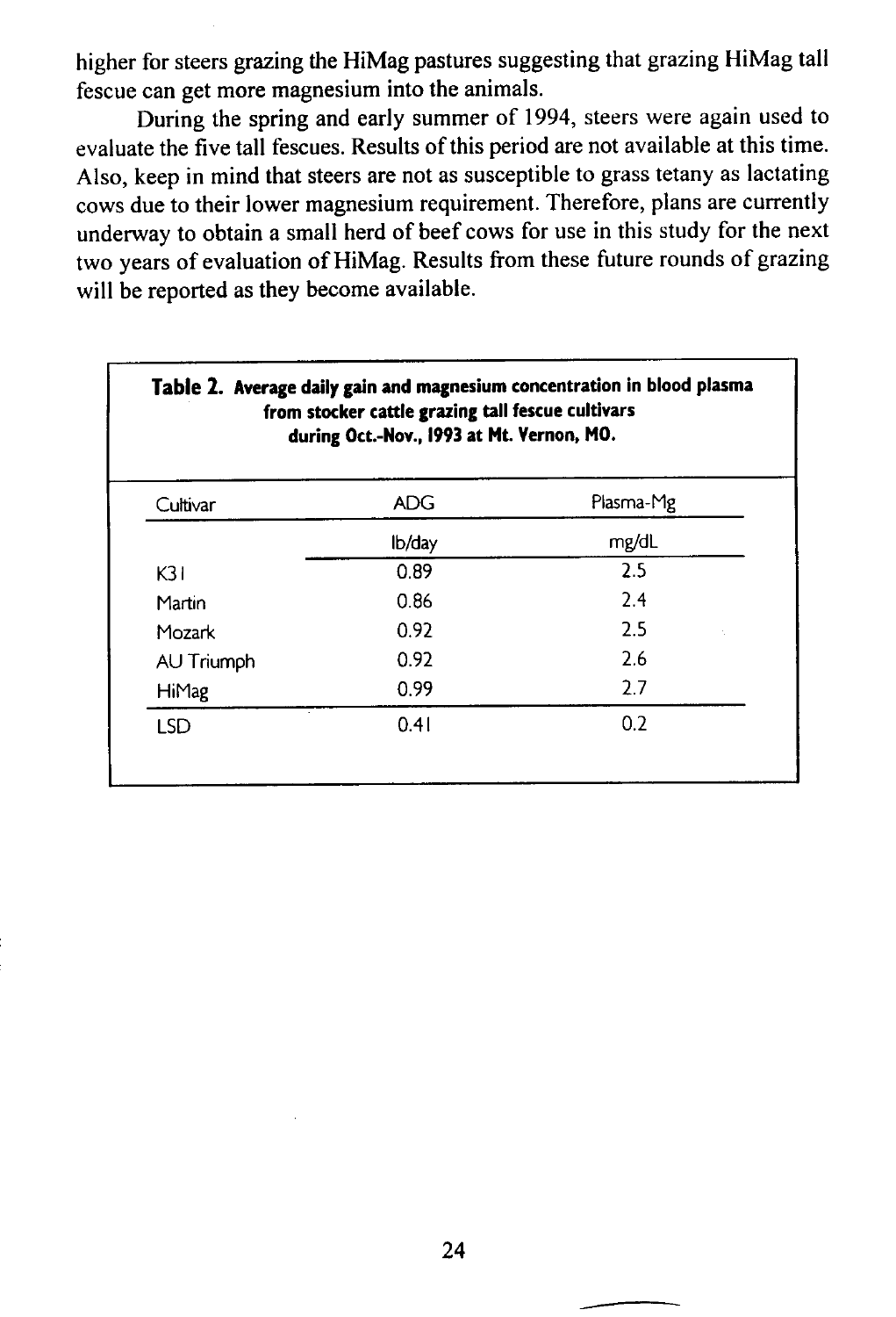higher for steers grazing the HiMag pastures suggesting that grazing HiMag tall fescue can get more magnesium into the animals.

During the spring and early summer of 1994, steers were again used to evaluate the five tall fescues. Results of this period are not available at this time. Also, keep in mind that steers are not as susceptible to grass tetany as lactating cows due to their lower magnesium requirement. Therefore, plans are currently underway to obtain a small herd of beef cows for use in this study for the next two years of evaluation of HiMag. Results from these future rounds of grazing will be reported as they become available.

**Table 2. Average daily gain and magnesium concentration in blood plasma from stocker cattle grazing tall fescue cultivars during Oct.-Nov., 1993 at Mt. Vernon, MO.**

| Cultivar | ADG | Plasma-Mg |
|---|---|---|
| | lb/day | mg/dL |
| K31 | 0.89 | 2.5 |
| Martin | 0.86 | 2.4 |
| Mozark | 0.92 | 2.5 |
| AU Triumph | 0.92 | 2.6 |
| HiMag | 0.99 | 2.7 |
| LSD | 0.41 | 0.2 |